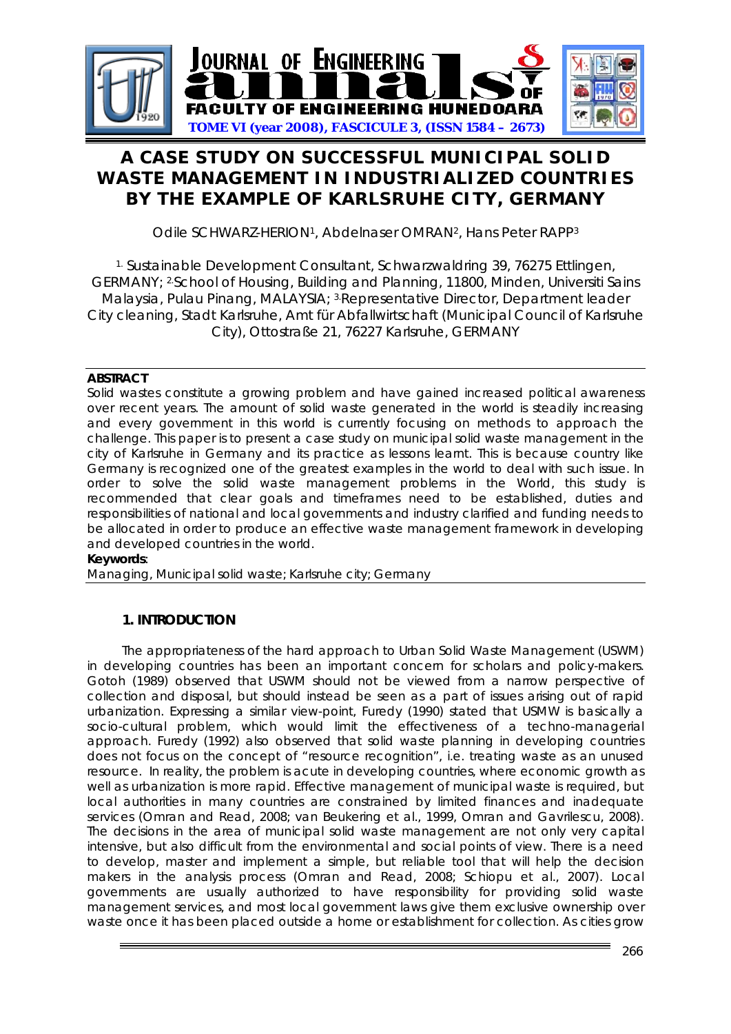# A CASE STUDY ON SUCCESSFUL MUNICIPAL SOLID WASTE MANAGEMENT IN INDUSTRIALIZED COUNTRIES BY THE EXAMPLE OF KARLSRUHE CITY, GERMANY

Odile SCHWARZ-HERION[1], Abdelnaser OMRAN[2], Hans Peter RAPP[3]

[1.] Sustainable Development Consultant, Schwarzwaldring 39, 76275 Ettlingen, GERMANY; [2.]School of Housing, Building and Planning, 11800, Minden, Universiti Sains Malaysia, Pulau Pinang, MALAYSIA; [3.]Representative Director, Department leader City cleaning, Stadt Karlsruhe, Amt für Abfallwirtschaft (Municipal Council of Karlsruhe City), Ottostraße 21, 76227 Karlsruhe, GERMANY

**ABSTRACT**

Solid wastes constitute a growing problem and have gained increased political awareness over recent years. The amount of solid waste generated in the world is steadily increasing and every government in this world is currently focusing on methods to approach the challenge. This paper is to present a case study on municipal solid waste management in the city of Karlsruhe in Germany and its practice as lessons learnt. This is because country like Germany is recognized one of the greatest examples in the world to deal with such issue. In order to solve the solid waste management problems in the World, this study is recommended that clear goals and timeframes need to be established, duties and responsibilities of national and local governments and industry clarified and funding needs to be allocated in order to produce an effective waste management framework in developing and developed countries in the world.

**Keywords**:

Managing, Municipal solid waste; Karlsruhe city; Germany

## 1. INTRODUCTION

The appropriateness of the hard approach to Urban Solid Waste Management (USWM) in developing countries has been an important concern for scholars and policy-makers. Gotoh (1989) observed that USWM should not be viewed from a narrow perspective of collection and disposal, but should instead be seen as a part of issues arising out of rapid urbanization. Expressing a similar view-point, Furedy (1990) stated that USMW is basically a socio-cultural problem, which would limit the effectiveness of a techno-managerial approach. Furedy (1992) also observed that solid waste planning in developing countries does not focus on the concept of "resource recognition", i.e. treating waste as an unused resource. In reality, the problem is acute in developing countries, where economic growth as well as urbanization is more rapid. Effective management of municipal waste is required, but local authorities in many countries are constrained by limited finances and inadequate services (Omran and Read, 2008; van Beukering et al., 1999, Omran and Gavrilescu, 2008). The decisions in the area of municipal solid waste management are not only very capital intensive, but also difficult from the environmental and social points of view. There is a need to develop, master and implement a simple, but reliable tool that will help the decision makers in the analysis process (Omran and Read, 2008; Schiopu et al., 2007). Local governments are usually authorized to have responsibility for providing solid waste management services, and most local government laws give them exclusive ownership over waste once it has been placed outside a home or establishment for collection. As cities grow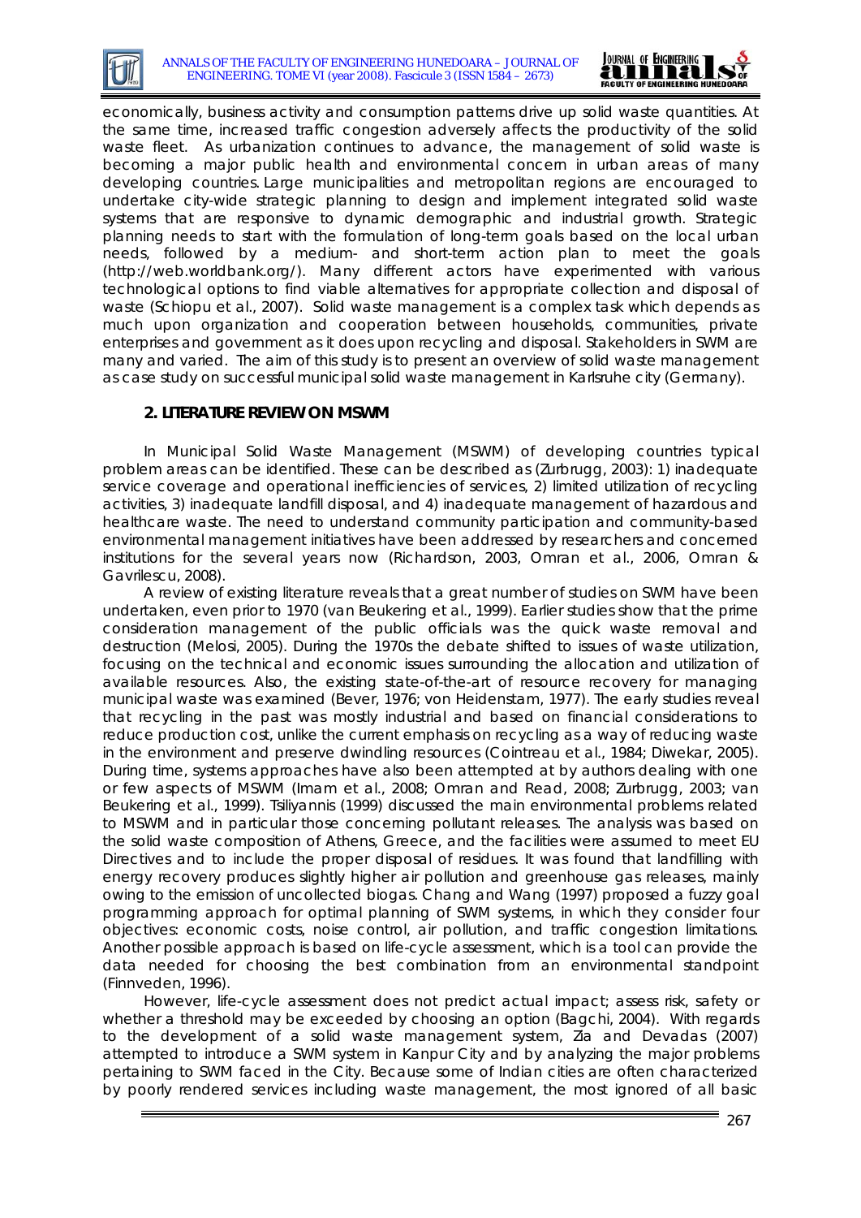economically, business activity and consumption patterns drive up solid waste quantities. At the same time, increased traffic congestion adversely affects the productivity of the solid waste fleet. As urbanization continues to advance, the management of solid waste is becoming a major public health and environmental concern in urban areas of many developing countries. Large municipalities and metropolitan regions are encouraged to undertake city-wide strategic planning to design and implement integrated solid waste systems that are responsive to dynamic demographic and industrial growth. Strategic planning needs to start with the formulation of long-term goals based on the local urban needs, followed by a medium- and short-term action plan to meet the goals (http://web.worldbank.org/). Many different actors have experimented with various technological options to find viable alternatives for appropriate collection and disposal of waste (Schiopu et al., 2007). Solid waste management is a complex task which depends as much upon organization and cooperation between households, communities, private enterprises and government as it does upon recycling and disposal. Stakeholders in SWM are many and varied. The aim of this study is to present an overview of solid waste management as case study on successful municipal solid waste management in Karlsruhe city (Germany).

## 2. LITERATURE REVIEW ON MSWM

In Municipal Solid Waste Management (MSWM) of developing countries typical problem areas can be identified. These can be described as (Zurbrugg, 2003): 1) inadequate service coverage and operational inefficiencies of services, 2) limited utilization of recycling activities, 3) inadequate landfill disposal, and 4) inadequate management of hazardous and healthcare waste. The need to understand community participation and community-based environmental management initiatives have been addressed by researchers and concerned institutions for the several years now (Richardson, 2003, Omran et al., 2006, Omran & Gavrilescu, 2008).

A review of existing literature reveals that a great number of studies on SWM have been undertaken, even prior to 1970 (van Beukering et al., 1999). Earlier studies show that the prime consideration management of the public officials was the quick waste removal and destruction (Melosi, 2005). During the 1970s the debate shifted to issues of waste utilization, focusing on the technical and economic issues surrounding the allocation and utilization of available resources. Also, the existing state-of-the-art of resource recovery for managing municipal waste was examined (Bever, 1976; von Heidenstam, 1977). The early studies reveal that recycling in the past was mostly industrial and based on financial considerations to reduce production cost, unlike the current emphasis on recycling as a way of reducing waste in the environment and preserve dwindling resources (Cointreau et al., 1984; Diwekar, 2005). During time, systems approaches have also been attempted at by authors dealing with one or few aspects of MSWM (Imam et al., 2008; Omran and Read, 2008; Zurbrugg, 2003; van Beukering et al., 1999). Tsiliyannis (1999) discussed the main environmental problems related to MSWM and in particular those concerning pollutant releases. The analysis was based on the solid waste composition of Athens, Greece, and the facilities were assumed to meet EU Directives and to include the proper disposal of residues. It was found that landfilling with energy recovery produces slightly higher air pollution and greenhouse gas releases, mainly owing to the emission of uncollected biogas. Chang and Wang (1997) proposed a fuzzy goal programming approach for optimal planning of SWM systems, in which they consider four objectives: economic costs, noise control, air pollution, and traffic congestion limitations. Another possible approach is based on life-cycle assessment, which is a tool can provide the data needed for choosing the best combination from an environmental standpoint (Finnveden, 1996).

However, life-cycle assessment does not predict actual impact; assess risk, safety or whether a threshold may be exceeded by choosing an option (Bagchi, 2004). With regards to the development of a solid waste management system, Zia and Devadas (2007) attempted to introduce a SWM system in Kanpur City and by analyzing the major problems pertaining to SWM faced in the City. Because some of Indian cities are often characterized by poorly rendered services including waste management, the most ignored of all basic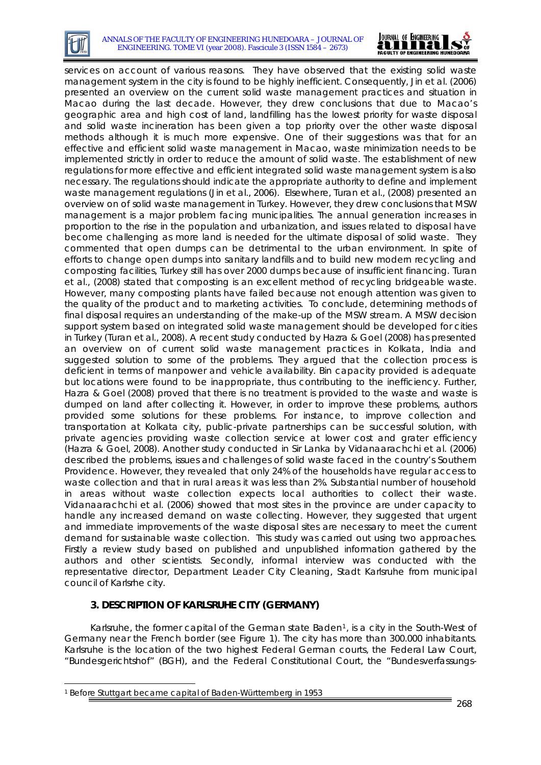services on account of various reasons. They have observed that the existing solid waste management system in the city is found to be highly inefficient. Consequently, Jin et al. (2006) presented an overview on the current solid waste management practices and situation in Macao during the last decade. However, they drew conclusions that due to Macao's geographic area and high cost of land, landfilling has the lowest priority for waste disposal and solid waste incineration has been given a top priority over the other waste disposal methods although it is much more expensive. One of their suggestions was that for an effective and efficient solid waste management in Macao, waste minimization needs to be implemented strictly in order to reduce the amount of solid waste. The establishment of new regulations for more effective and efficient integrated solid waste management system is also necessary. The regulations should indicate the appropriate authority to define and implement waste management regulations (Jin et al., 2006). Elsewhere, Turan et al., (2008) presented an overview on of solid waste management in Turkey. However, they drew conclusions that MSW management is a major problem facing municipalities. The annual generation increases in proportion to the rise in the population and urbanization, and issues related to disposal have become challenging as more land is needed for the ultimate disposal of solid waste. They commented that open dumps can be detrimental to the urban environment. In spite of efforts to change open dumps into sanitary landfills and to build new modern recycling and composting facilities, Turkey still has over 2000 dumps because of insufficient financing. Turan et al., (2008) stated that composting is an excellent method of recycling bridgeable waste. However, many composting plants have failed because not enough attention was given to the quality of the product and to marketing activities. To conclude, determining methods of final disposal requires an understanding of the make-up of the MSW stream. A MSW decision support system based on integrated solid waste management should be developed for cities in Turkey (Turan et al., 2008). A recent study conducted by Hazra & Goel (2008) has presented an overview on of current solid waste management practices in Kolkata, India and suggested solution to some of the problems. They argued that the collection process is deficient in terms of manpower and vehicle availability. Bin capacity provided is adequate but locations were found to be inappropriate, thus contributing to the inefficiency. Further, Hazra & Goel (2008) proved that there is no treatment is provided to the waste and waste is dumped on land after collecting it. However, in order to improve these problems, authors provided some solutions for these problems. For instance, to improve collection and transportation at Kolkata city, public-private partnerships can be successful solution, with private agencies providing waste collection service at lower cost and grater efficiency (Hazra & Goel, 2008). Another study conducted in Sir Lanka by Vidanaarachchi et al. (2006) described the problems, issues and challenges of solid waste faced in the country's Southern Providence. However, they revealed that only 24% of the households have regular access to waste collection and that in rural areas it was less than 2%. Substantial number of household in areas without waste collection expects local authorities to collect their waste. Vidanaarachchi et al. (2006) showed that most sites in the province are under capacity to handle any increased demand on waste collecting. However, they suggested that urgent and immediate improvements of the waste disposal sites are necessary to meet the current demand for sustainable waste collection. This study was carried out using two approaches. Firstly a review study based on published and unpublished information gathered by the authors and other scientists. Secondly, informal interview was conducted with the representative director, Department Leader City Cleaning, Stadt Karlsruhe from municipal council of Karlsrhe city.

## 3. DESCRIPTION OF KARLSRUHE CITY (GERMANY)

Karlsruhe, the former capital of the German state Baden[1], is a city in the South-West of Germany near the French border (see Figure 1). The city has more than 300.000 inhabitants. Karlsruhe is the location of the two highest Federal German courts, the Federal Law Court, "Bundesgerichtshof" (BGH), and the Federal Constitutional Court, the "Bundesverfassungs-

[1] Before Stuttgart became capital of Baden-Württemberg in 1953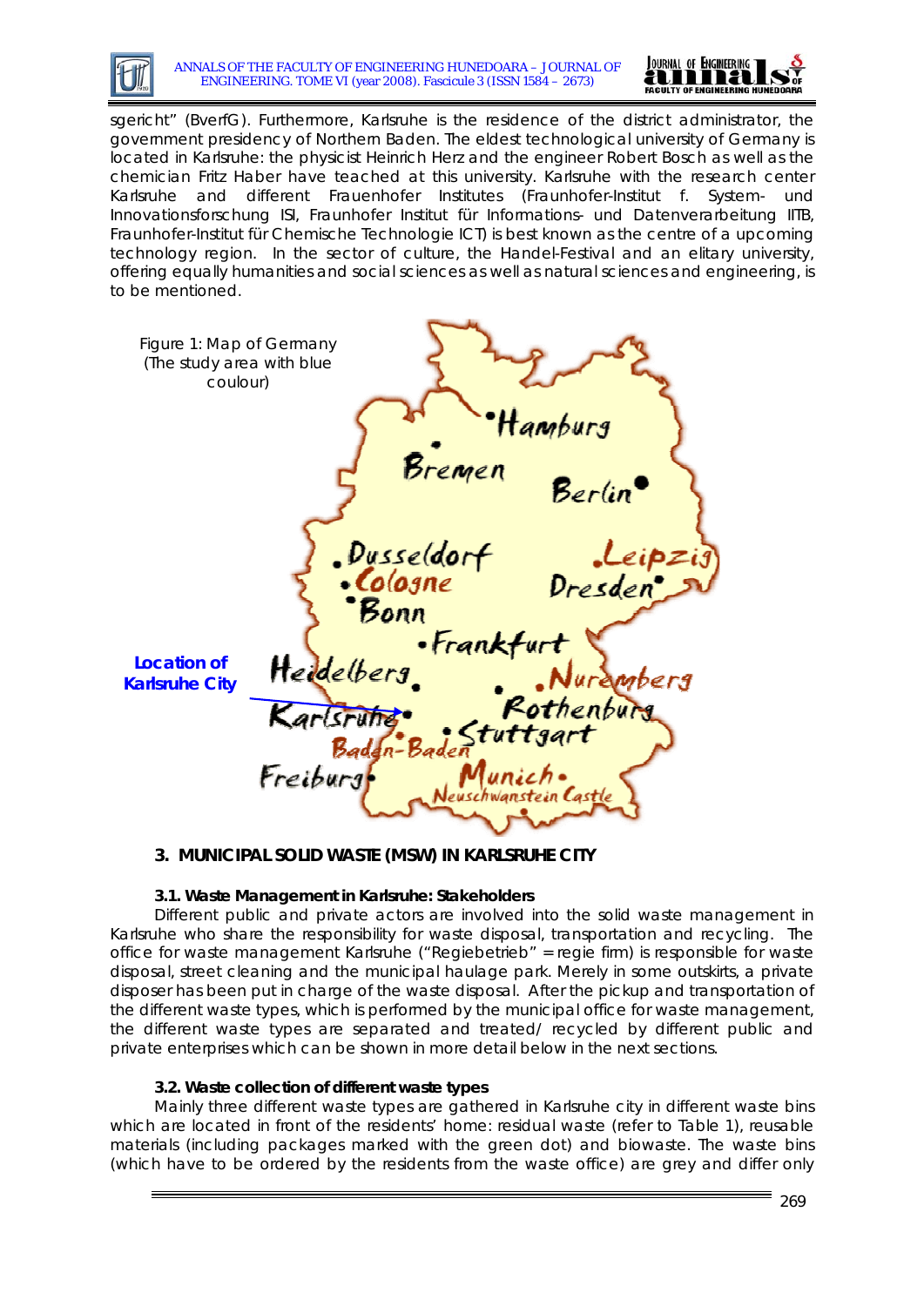sgericht" (BverfG). Furthermore, Karlsruhe is the residence of the district administrator, the government presidency of Northern Baden. The eldest technological university of Germany is located in Karlsruhe: the physicist Heinrich Herz and the engineer Robert Bosch as well as the chemician Fritz Haber have teached at this university. Karlsruhe with the research center Karlsruhe and different Frauenhofer Institutes (Fraunhofer-Institut f. System- und Innovationsforschung ISI, Fraunhofer Institut für Informations- und Datenverarbeitung IITB, Fraunhofer-Institut für Chemische Technologie ICT) is best known as the centre of a upcoming technology region. In the sector of culture, the Handel-Festival and an elitary university, offering equally humanities and social sciences as well as natural sciences and engineering, is to be mentioned.

Figure 1: Map of Germany (The study area with blue coulour)

Location of Karlsruhe City

## 3. MUNICIPAL SOLID WASTE (MSW) IN KARLSRUHE CITY

### 3.1. Waste Management in Karlsruhe: Stakeholders

Different public and private actors are involved into the solid waste management in Karlsruhe who share the responsibility for waste disposal, transportation and recycling. The office for waste management Karlsruhe ("Regiebetrieb" = regie firm) is responsible for waste disposal, street cleaning and the municipal haulage park. Merely in some outskirts, a private disposer has been put in charge of the waste disposal. After the pickup and transportation of the different waste types, which is performed by the municipal office for waste management, the different waste types are separated and treated/ recycled by different public and private enterprises which can be shown in more detail below in the next sections.

### 3.2. Waste collection of different waste types

Mainly three different waste types are gathered in Karlsruhe city in different waste bins which are located in front of the residents' home: residual waste (refer to Table 1), reusable materials (including packages marked with the green dot) and biowaste. The waste bins (which have to be ordered by the residents from the waste office) are grey and differ only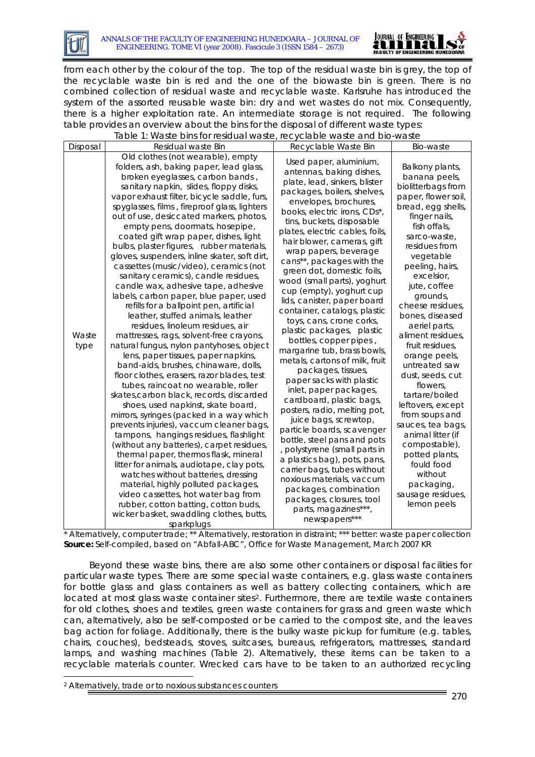from each other by the colour of the top. The top of the residual waste bin is grey, the top of the recyclable waste bin is red and the one of the biowaste bin is green. There is no combined collection of residual waste and recyclable waste. Karlsruhe has introduced the system of the assorted reusable waste bin: dry and wet wastes do not mix. Consequently, there is a higher exploitation rate. An intermediate storage is not required. The following table provides an overview about the bins for the disposal of different waste types:

Table 1: Waste bins for residual waste, recyclable waste and bio-waste

| Disposal | Residual waste Bin | Recyclable Waste Bin | Bio-waste |
|---|---|---|---|
| Waste type | Old clothes (not wearable), empty folders, ash, baking paper, lead glass, broken eyeglasses, carbon bands, sanitary napkin, slides, floppy disks, vapor exhaust filter, bicycle saddle, furs, spyglasses, films, fireproof glass, lighters out of use, desiccated markers, photos, empty pens, doormats, hosepipe, coated gift wrap paper, dishes, light bulbs, plaster figures, rubber materials, gloves, suspenders, inline skater, soft dirt, cassettes (music/video), ceramics (not sanitary ceramics), candle residues, candle wax, adhesive tape, adhesive labels, carbon paper, blue paper, used refills for a ballpoint pen, artificial leather, stuffed animals, leather residues, linoleum residues, air mattresses, rags, solvent-free crayons, natural fungus, nylon pantyhoses, object lens, paper tissues, paper napkins, band-aids, brushes, chinaware, dolls, floor clothes, erasers, razor blades, test tubes, raincoat no wearable, roller skates,carbon black, records, discarded shoes, used napkinst, skate board, mirrors, syringes (packed in a way which prevents injuries), vaccum cleaner bags, tampons, hangings residues, flashlight (without any batteries), carpet residues, thermal paper, thermos flask, mineral litter for animals, audiotape, clay pots, watches without batteries, dressing material, highly polluted packages, video cassettes, hot water bag from rubber, cotton batting, cotton buds, wicker basket, swaddling clothes, butts, sparkplugs | Used paper, aluminium, antennas, baking dishes, plate, lead, sinkers, blister packages, boilers, shelves, envelopes, brochures, books, electric irons, CDs*, tins, buckets, disposable plates, electric cables, foils, hair blower, cameras, gift wrap papers, beverage cans**, packages with the green dot, domestic foils, wood (small parts), yoghurt cup (empty), yoghurt cup lids, canister, paper board container, catalogs, plastic toys, cans, crone corks, plastic packages, plastic bottles, copper pipes, margarine tub, brass bowls, metals, cartons of milk, fruit packages, tissues, paper sacks with plastic inlet, paper packages, cardboard, plastic bags, posters, radio, melting pot, juice bags, screwtop, particle boards, scavenger bottle, steel pans and pots, polystyrene (small parts in a plastics bag), pots, pans, carrier bags, tubes without noxious materials, vaccum packages, combination packages, closures, tool parts, magazines***, newspapers*** | Balkony plants, banana peels, biolitterbags from paper, flower soil, bread, egg shells, finger nails, fish offals, sarco-waste, residues from vegetable peeling, hairs, excelsior, jute, coffee grounds, cheese residues, bones, diseased aeriel parts, aliment residues, fruit residues, orange peels, untreated saw dust, seeds, cut flowers, tartare/boiled leftovers, except from soups and sauces, tea bags, animal litter (if compostable), potted plants, fould food without packaging, sausage residues, lemon peels |

\* Alternatively, computer trade; ** Alternatively, restoration in distraint; *** better: waste paper collection

**Source:** Self-compiled, based on "Abfall-ABC", Office for Waste Management, March 2007 KR

Beyond these waste bins, there are also some other containers or disposal facilities for particular waste types. There are some special waste containers, e.g. glass waste containers for bottle glass and glass containers as well as battery collecting containers, which are located at most glass waste container sites[2]. Furthermore, there are textile waste containers for old clothes, shoes and textiles, green waste containers for grass and green waste which can, alternatively, also be self-composted or be carried to the compost site, and the leaves bag action for foliage. Additionally, there is the bulky waste pickup for furniture (e.g. tables, chairs, couches), bedsteads, stoves, suitcases, bureaus, refrigerators, mattresses, standard lamps, and washing machines (Table 2). Alternatively, these items can be taken to a recyclable materials counter. Wrecked cars have to be taken to an authorized recycling

[2] Alternatively, trade or to noxious substances counters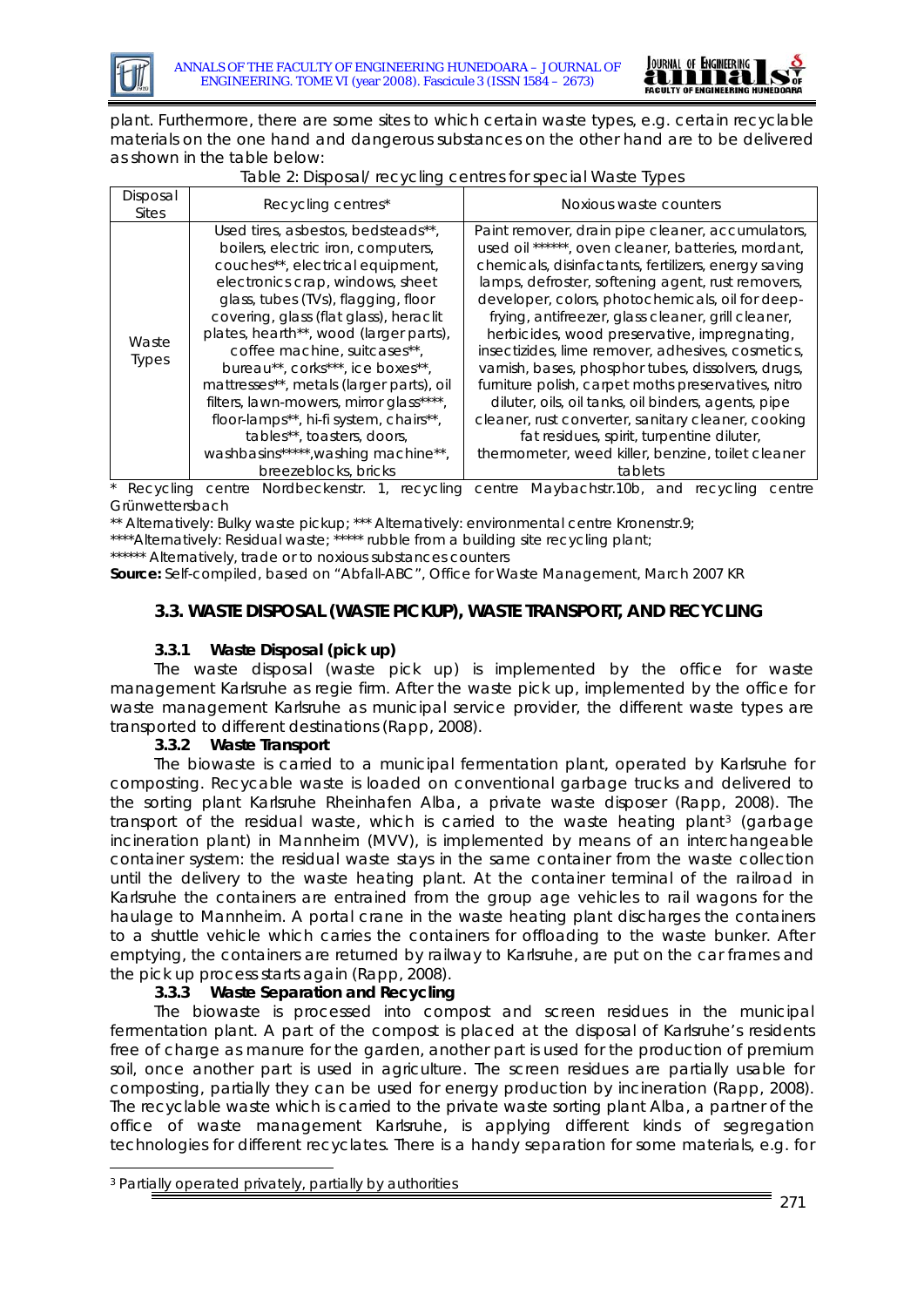plant. Furthermore, there are some sites to which certain waste types, e.g. certain recyclable materials on the one hand and dangerous substances on the other hand are to be delivered as shown in the table below:

Table 2: Disposal/ recycling centres for special Waste Types

| Disposal Sites | Recycling centres* | Noxious waste counters |
|---|---|---|
| Waste Types | Used tires, asbestos, bedsteads**, boilers, electric iron, computers, couches**, electrical equipment, electronics crap, windows, sheet glass, tubes (TVs), flagging, floor covering, glass (flat glass), heraclit plates, hearth**, wood (larger parts), coffee machine, suitcases**, bureau**, corks***, ice boxes**, mattresses**, metals (larger parts), oil filters, lawn-mowers, mirror glass****, floor-lamps**, hi-fi system, chairs**, tables**, toasters, doors, washbasins*****,washing machine**, breezeblocks, bricks | Paint remover, drain pipe cleaner, accumulators, used oil ******, oven cleaner, batteries, mordant, chemicals, disinfactants, fertilizers, energy saving lamps, defroster, softening agent, rust removers, developer, colors, photochemicals, oil for deep-frying, antifreezer, glass cleaner, grill cleaner, herbicides, wood preservative, impregnating, insectizides, lime remover, adhesives, cosmetics, varnish, bases, phosphor tubes, dissolvers, drugs, furniture polish, carpet moths preservatives, nitro diluter, oils, oil tanks, oil binders, agents, pipe cleaner, rust converter, sanitary cleaner, cooking fat residues, spirit, turpentine diluter, thermometer, weed killer, benzine, toilet cleaner tablets |

\* Recycling centre Nordbeckenstr. 1, recycling centre Maybachstr.10b, and recycling centre Grünwettersbach

** Alternatively: Bulky waste pickup; *** Alternatively: environmental centre Kronenstr.9;

****Alternatively: Residual waste; ***** rubble from a building site recycling plant;

****** Alternatively, trade or to noxious substances counters

**Source:** Self-compiled, based on "Abfall-ABC", Office for Waste Management, March 2007 KR

### 3.3. WASTE DISPOSAL (WASTE PICKUP), WASTE TRANSPORT, AND RECYCLING

#### 3.3.1 Waste Disposal (pick up)

The waste disposal (waste pick up) is implemented by the office for waste management Karlsruhe as regie firm. After the waste pick up, implemented by the office for waste management Karlsruhe as municipal service provider, the different waste types are transported to different destinations (Rapp, 2008).

#### 3.3.2 Waste Transport

The biowaste is carried to a municipal fermentation plant, operated by Karlsruhe for composting. Recycable waste is loaded on conventional garbage trucks and delivered to the sorting plant Karlsruhe Rheinhafen Alba, a private waste disposer (Rapp, 2008). The transport of the residual waste, which is carried to the waste heating plant[3] (garbage incineration plant) in Mannheim (MVV), is implemented by means of an interchangeable container system: the residual waste stays in the same container from the waste collection until the delivery to the waste heating plant. At the container terminal of the railroad in Karlsruhe the containers are entrained from the group age vehicles to rail wagons for the haulage to Mannheim. A portal crane in the waste heating plant discharges the containers to a shuttle vehicle which carries the containers for offloading to the waste bunker. After emptying, the containers are returned by railway to Karlsruhe, are put on the car frames and the pick up process starts again (Rapp, 2008).

#### 3.3.3 Waste Separation and Recycling

The biowaste is processed into compost and screen residues in the municipal fermentation plant. A part of the compost is placed at the disposal of Karlsruhe's residents free of charge as manure for the garden, another part is used for the production of premium soil, once another part is used in agriculture. The screen residues are partially usable for composting, partially they can be used for energy production by incineration (Rapp, 2008). The recyclable waste which is carried to the private waste sorting plant Alba, a partner of the office of waste management Karlsruhe, is applying different kinds of segregation technologies for different recyclates. There is a handy separation for some materials, e.g. for

[3] Partially operated privately, partially by authorities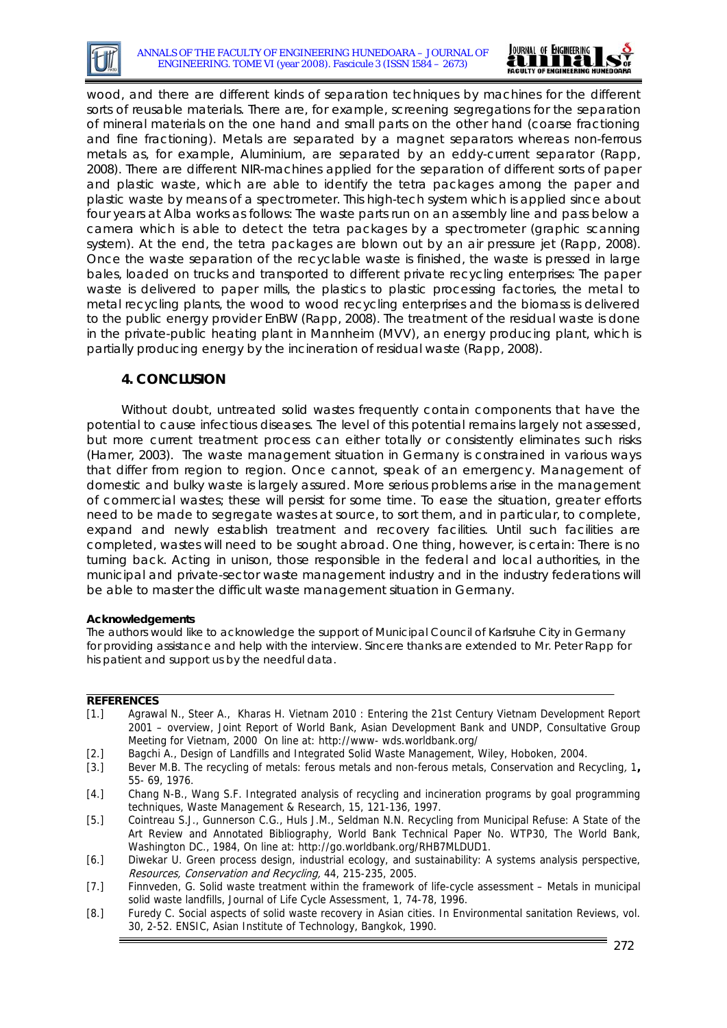wood, and there are different kinds of separation techniques by machines for the different sorts of reusable materials. There are, for example, screening segregations for the separation of mineral materials on the one hand and small parts on the other hand (coarse fractioning and fine fractioning). Metals are separated by a magnet separators whereas non-ferrous metals as, for example, Aluminium, are separated by an eddy-current separator (Rapp, 2008). There are different NIR-machines applied for the separation of different sorts of paper and plastic waste, which are able to identify the tetra packages among the paper and plastic waste by means of a spectrometer. This high-tech system which is applied since about four years at Alba works as follows: The waste parts run on an assembly line and pass below a camera which is able to detect the tetra packages by a spectrometer (graphic scanning system). At the end, the tetra packages are blown out by an air pressure jet (Rapp, 2008). Once the waste separation of the recyclable waste is finished, the waste is pressed in large bales, loaded on trucks and transported to different private recycling enterprises: The paper waste is delivered to paper mills, the plastics to plastic processing factories, the metal to metal recycling plants, the wood to wood recycling enterprises and the biomass is delivered to the public energy provider EnBW (Rapp, 2008). The treatment of the residual waste is done in the private-public heating plant in Mannheim (MVV), an energy producing plant, which is partially producing energy by the incineration of residual waste (Rapp, 2008).

## 4. CONCLUSION

Without doubt, untreated solid wastes frequently contain components that have the potential to cause infectious diseases. The level of this potential remains largely not assessed, but more current treatment process can either totally or consistently eliminates such risks (Hamer, 2003). The waste management situation in Germany is constrained in various ways that differ from region to region. Once cannot, speak of an emergency. Management of domestic and bulky waste is largely assured. More serious problems arise in the management of commercial wastes; these will persist for some time. To ease the situation, greater efforts need to be made to segregate wastes at source, to sort them, and in particular, to complete, expand and newly establish treatment and recovery facilities. Until such facilities are completed, wastes will need to be sought abroad. One thing, however, is certain: There is no turning back. Acting in unison, those responsible in the federal and local authorities, in the municipal and private-sector waste management industry and in the industry federations will be able to master the difficult waste management situation in Germany.

**Acknowledgements**

The authors would like to acknowledge the support of Municipal Council of Karlsruhe City in Germany for providing assistance and help with the interview. Sincere thanks are extended to Mr. Peter Rapp for his patient and support us by the needful data.

**REFERENCES**

[1.] Agrawal N., Steer A., Kharas H. Vietnam 2010 : Entering the 21st Century Vietnam Development Report 2001 – overview, Joint Report of World Bank, Asian Development Bank and UNDP, Consultative Group Meeting for Vietnam, 2000 On line at: http://www- wds.worldbank.org/

[2.] Bagchi A., Design of Landfills and Integrated Solid Waste Management, Wiley, Hoboken, 2004.

[3.] Bever M.B. The recycling of metals: ferous metals and non-ferous metals, Conservation and Recycling, 1**,** 55- 69, 1976.

[4.] Chang N-B., Wang S.F. Integrated analysis of recycling and incineration programs by goal programming techniques, Waste Management & Research, 15, 121-136, 1997.

[5.] Cointreau S.J., Gunnerson C.G., Huls J.M., Seldman N.N. Recycling from Municipal Refuse: A State of the Art Review and Annotated Bibliography*,* World Bank Technical Paper No. WTP30, The World Bank, Washington DC., 1984, On line at: http://go.worldbank.org/RHB7MLDUD1.

[6.] Diwekar U. Green process design, industrial ecology, and sustainability: A systems analysis perspective, *Resources, Conservation and Recycling,* 44, 215-235, 2005.

[7.] Finnveden, G. Solid waste treatment within the framework of life-cycle assessment – Metals in municipal solid waste landfills, Journal of Life Cycle Assessment, 1, 74-78, 1996.

[8.] Furedy C. Social aspects of solid waste recovery in Asian cities. In Environmental sanitation Reviews, vol. 30, 2-52. ENSIC, Asian Institute of Technology, Bangkok, 1990.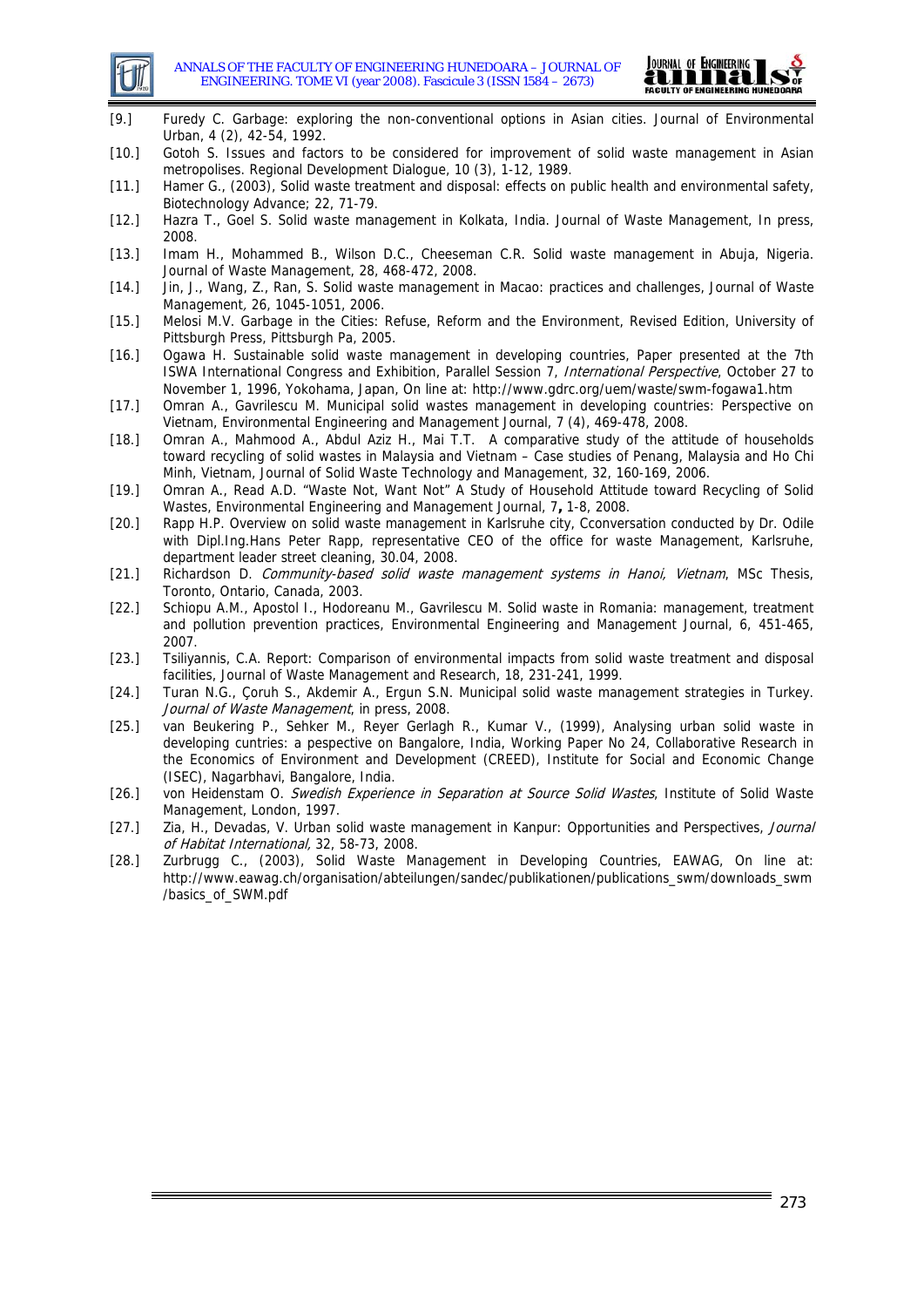[9.] Furedy C. Garbage: exploring the non-conventional options in Asian cities. Journal of Environmental Urban, 4 (2), 42-54, 1992.

[10.] Gotoh S. Issues and factors to be considered for improvement of solid waste management in Asian metropolises. Regional Development Dialogue, 10 (3), 1-12, 1989.

[11.] Hamer G., (2003), Solid waste treatment and disposal: effects on public health and environmental safety, Biotechnology Advance; 22, 71-79.

[12.] Hazra T., Goel S. Solid waste management in Kolkata, India. Journal of Waste Management, In press, 2008.

[13.] Imam H., Mohammed B., Wilson D.C., Cheeseman C.R. Solid waste management in Abuja, Nigeria. Journal of Waste Management, 28, 468-472, 2008.

[14.] Jin, J., Wang, Z., Ran, S. Solid waste management in Macao: practices and challenges, Journal of Waste Management, 26, 1045-1051, 2006.

[15.] Melosi M.V. Garbage in the Cities: Refuse, Reform and the Environment, Revised Edition, University of Pittsburgh Press, Pittsburgh Pa, 2005.

[16.] Ogawa H. Sustainable solid waste management in developing countries, Paper presented at the 7th ISWA International Congress and Exhibition, Parallel Session 7, *International Perspective*, October 27 to November 1, 1996, Yokohama, Japan, On line at: http://www.gdrc.org/uem/waste/swm-fogawa1.htm

[17.] Omran A., Gavrilescu M. Municipal solid wastes management in developing countries: Perspective on Vietnam, Environmental Engineering and Management Journal, 7 (4), 469-478, 2008.

[18.] Omran A., Mahmood A., Abdul Aziz H., Mai T.T. A comparative study of the attitude of households toward recycling of solid wastes in Malaysia and Vietnam – Case studies of Penang, Malaysia and Ho Chi Minh, Vietnam, Journal of Solid Waste Technology and Management, 32, 160-169, 2006.

[19.] Omran A., Read A.D. "Waste Not, Want Not" A Study of Household Attitude toward Recycling of Solid Wastes, Environmental Engineering and Management Journal, 7**,** 1-8, 2008.

[20.] Rapp H.P. Overview on solid waste management in Karlsruhe city, Cconversation conducted by Dr. Odile with Dipl.Ing.Hans Peter Rapp, representative CEO of the office for waste Management, Karlsruhe, department leader street cleaning, 30.04, 2008.

[21.] Richardson D. *Community-based solid waste management systems in Hanoi, Vietnam*, MSc Thesis, Toronto, Ontario, Canada, 2003.

[22.] Schiopu A.M., Apostol I., Hodoreanu M., Gavrilescu M. Solid waste in Romania: management, treatment and pollution prevention practices, Environmental Engineering and Management Journal, 6, 451-465, 2007.

[23.] Tsiliyannis, C.A. Report: Comparison of environmental impacts from solid waste treatment and disposal facilities, Journal of Waste Management and Research, 18, 231-241, 1999.

[24.] Turan N.G., Çoruh S., Akdemir A., Ergun S.N. Municipal solid waste management strategies in Turkey. *Journal of Waste Management*, in press, 2008.

[25.] van Beukering P., Sehker M., Reyer Gerlagh R., Kumar V., (1999), Analysing urban solid waste in developing cuntries: a pespective on Bangalore, India, Working Paper No 24, Collaborative Research in the Economics of Environment and Development (CREED), Institute for Social and Economic Change (ISEC), Nagarbhavi, Bangalore, India.

[26.] von Heidenstam O. *Swedish Experience in Separation at Source Solid Wastes*, Institute of Solid Waste Management, London, 1997.

[27.] Zia, H., Devadas, V. Urban solid waste management in Kanpur: Opportunities and Perspectives, *Journal of Habitat International,* 32, 58-73, 2008.

[28.] Zurbrugg C., (2003), Solid Waste Management in Developing Countries, EAWAG, On line at: http://www.eawag.ch/organisation/abteilungen/sandec/publikationen/publications_swm/downloads_swm/basics_of_SWM.pdf